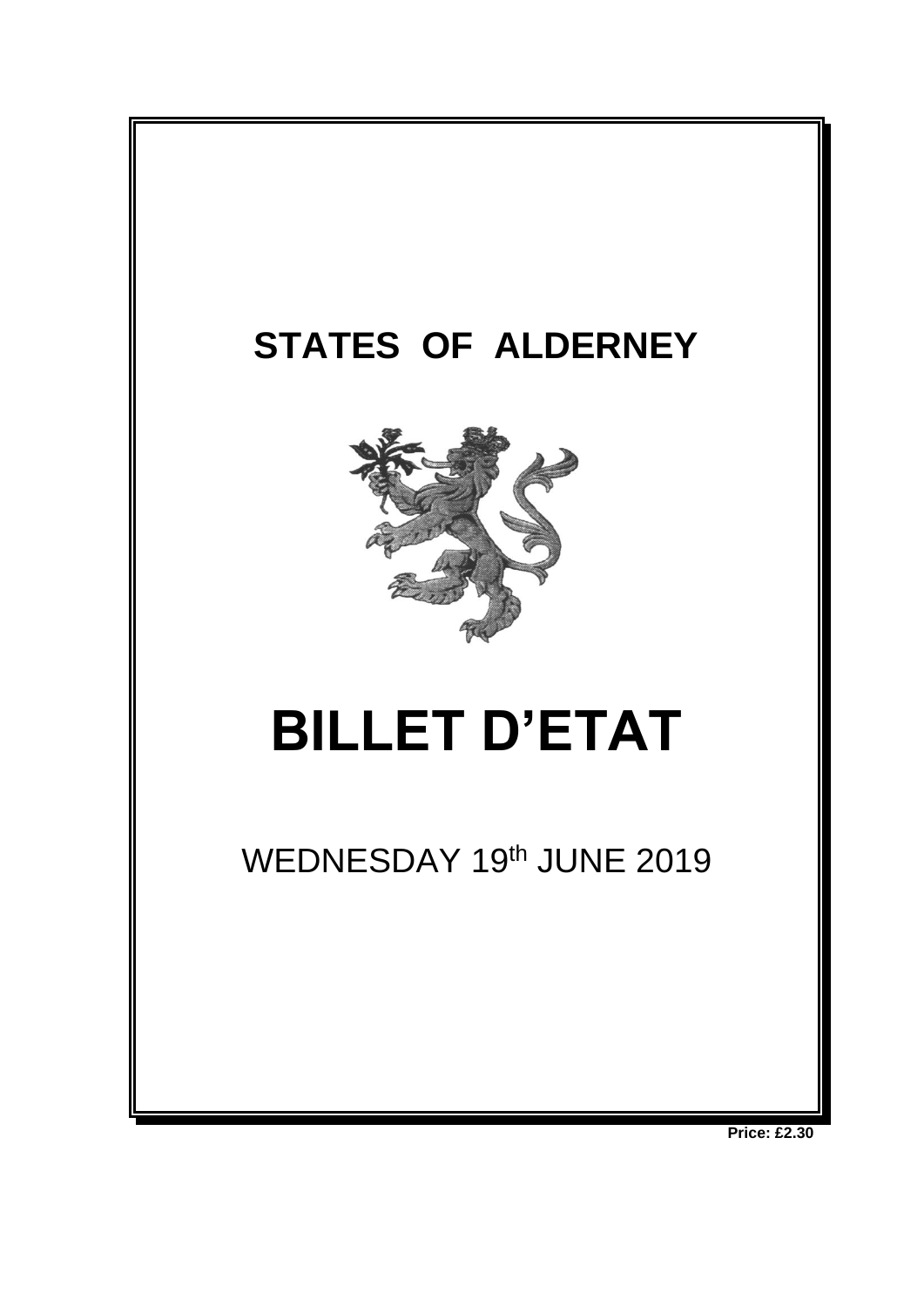# STATES OF ALDERNEY

# BILLET D'ETAT

WEDNESDAY 19th JUNE 2019

**Price: £2.30**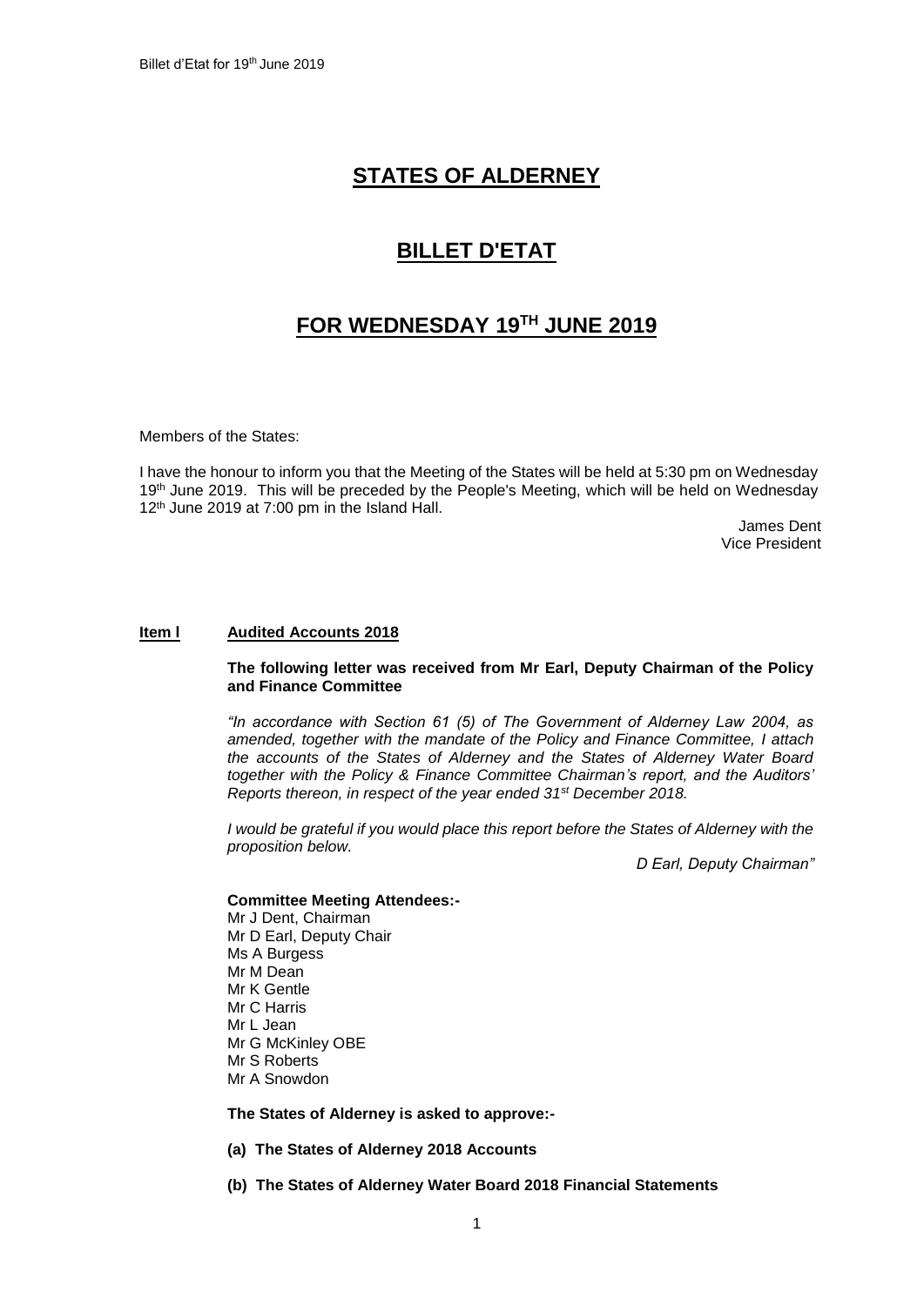# STATES OF ALDERNEY

# BILLET D'ETAT

# FOR WEDNESDAY 19TH JUNE 2019

Members of the States:

I have the honour to inform you that the Meeting of the States will be held at 5:30 pm on Wednesday 19th June 2019. This will be preceded by the People's Meeting, which will be held on Wednesday 12th June 2019 at 7:00 pm in the Island Hall.

James Dent
Vice President

## Item l Audited Accounts 2018

**The following letter was received from Mr Earl, Deputy Chairman of the Policy and Finance Committee**

*"In accordance with Section 61 (5) of The Government of Alderney Law 2004, as amended, together with the mandate of the Policy and Finance Committee, I attach the accounts of the States of Alderney and the States of Alderney Water Board together with the Policy & Finance Committee Chairman's report, and the Auditors' Reports thereon, in respect of the year ended 31st December 2018.*

*I would be grateful if you would place this report before the States of Alderney with the proposition below.*

*D Earl, Deputy Chairman"*

**Committee Meeting Attendees:-**
Mr J Dent, Chairman
Mr D Earl, Deputy Chair
Ms A Burgess
Mr M Dean
Mr K Gentle
Mr C Harris
Mr L Jean
Mr G McKinley OBE
Mr S Roberts
Mr A Snowdon

**The States of Alderney is asked to approve:-**

**(a) The States of Alderney 2018 Accounts**

**(b) The States of Alderney Water Board 2018 Financial Statements**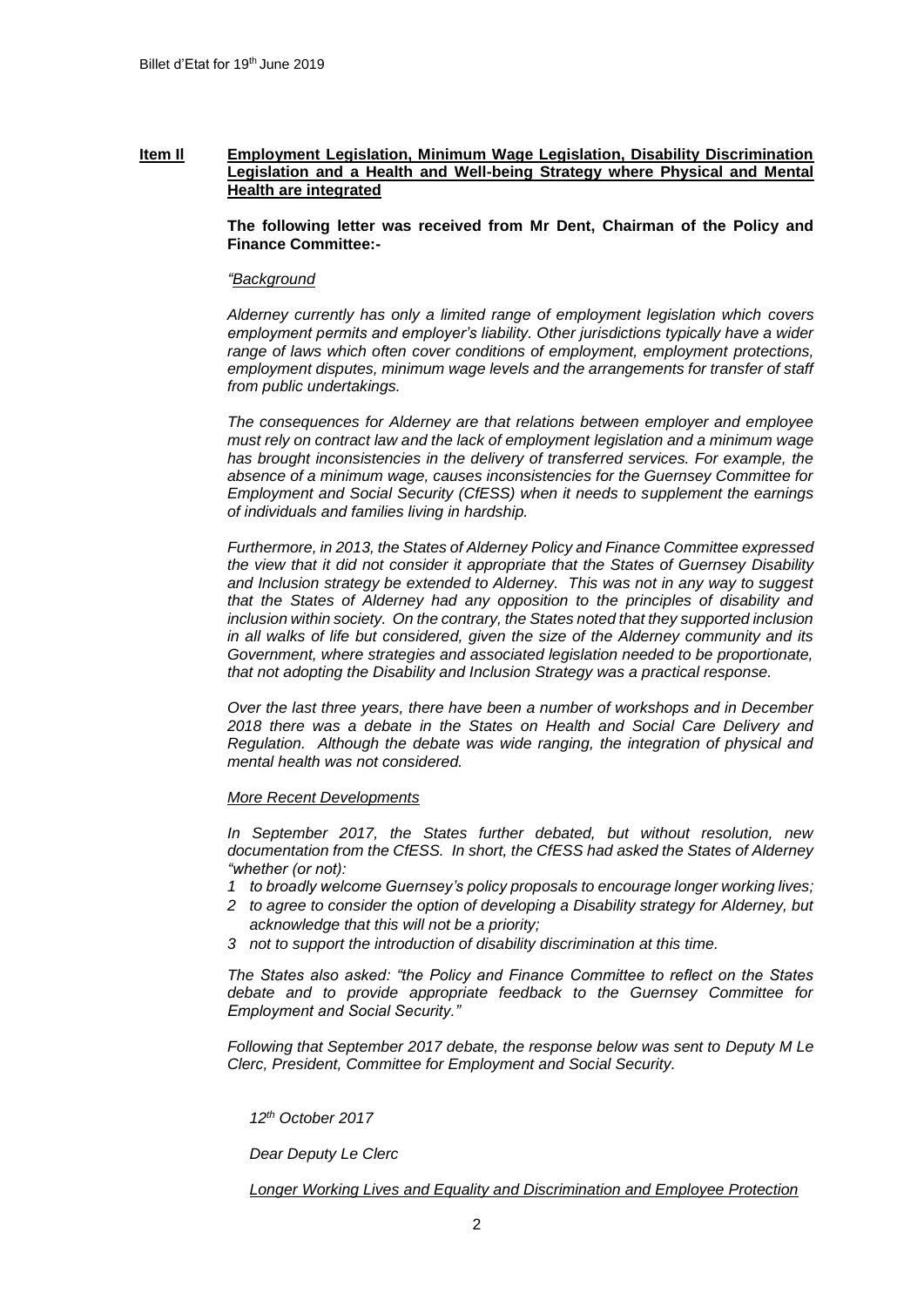**Item II Employment Legislation, Minimum Wage Legislation, Disability Discrimination Legislation and a Health and Well-being Strategy where Physical and Mental Health are integrated**

**The following letter was received from Mr Dent, Chairman of the Policy and Finance Committee:-**

*"Background*

*Alderney currently has only a limited range of employment legislation which covers employment permits and employer's liability. Other jurisdictions typically have a wider range of laws which often cover conditions of employment, employment protections, employment disputes, minimum wage levels and the arrangements for transfer of staff from public undertakings.*

*The consequences for Alderney are that relations between employer and employee must rely on contract law and the lack of employment legislation and a minimum wage has brought inconsistencies in the delivery of transferred services. For example, the absence of a minimum wage, causes inconsistencies for the Guernsey Committee for Employment and Social Security (CfESS) when it needs to supplement the earnings of individuals and families living in hardship.*

*Furthermore, in 2013, the States of Alderney Policy and Finance Committee expressed the view that it did not consider it appropriate that the States of Guernsey Disability and Inclusion strategy be extended to Alderney. This was not in any way to suggest that the States of Alderney had any opposition to the principles of disability and inclusion within society. On the contrary, the States noted that they supported inclusion in all walks of life but considered, given the size of the Alderney community and its Government, where strategies and associated legislation needed to be proportionate, that not adopting the Disability and Inclusion Strategy was a practical response.*

*Over the last three years, there have been a number of workshops and in December 2018 there was a debate in the States on Health and Social Care Delivery and Regulation. Although the debate was wide ranging, the integration of physical and mental health was not considered.*

*More Recent Developments*

*In September 2017, the States further debated, but without resolution, new documentation from the CfESS. In short, the CfESS had asked the States of Alderney "whether (or not):*

*1 to broadly welcome Guernsey's policy proposals to encourage longer working lives;*
*2 to agree to consider the option of developing a Disability strategy for Alderney, but acknowledge that this will not be a priority;*
*3 not to support the introduction of disability discrimination at this time.*

*The States also asked: "the Policy and Finance Committee to reflect on the States debate and to provide appropriate feedback to the Guernsey Committee for Employment and Social Security."*

*Following that September 2017 debate, the response below was sent to Deputy M Le Clerc, President, Committee for Employment and Social Security.*

*12th October 2017*

*Dear Deputy Le Clerc*

*Longer Working Lives and Equality and Discrimination and Employee Protection*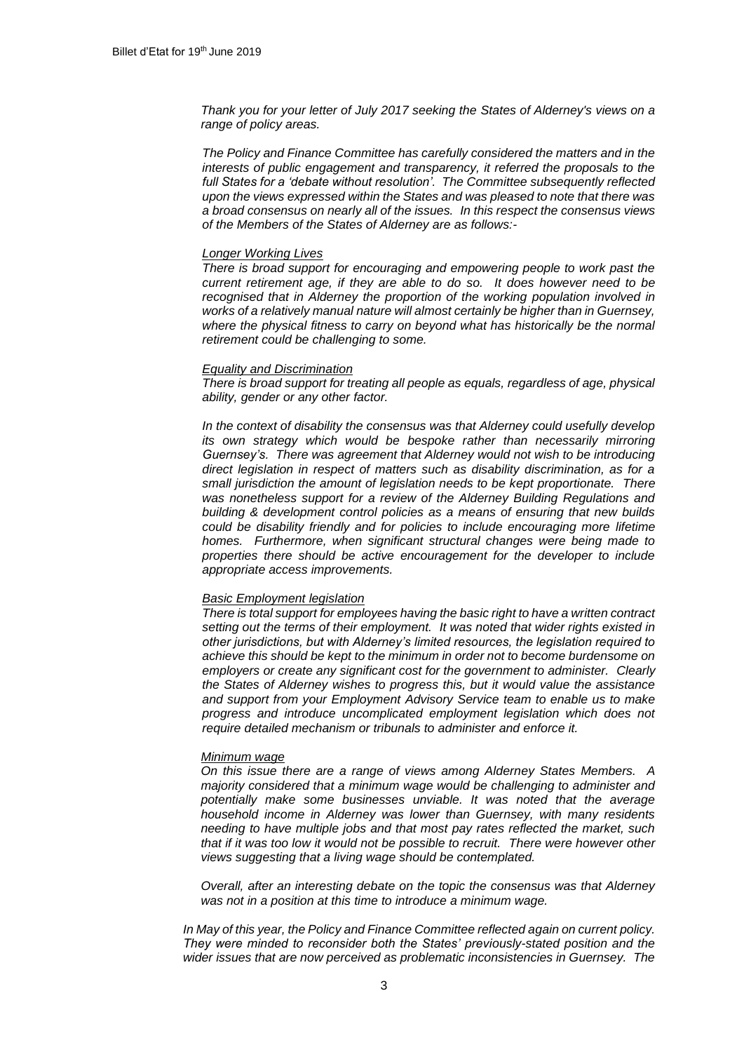*Thank you for your letter of July 2017 seeking the States of Alderney's views on a range of policy areas.*

*The Policy and Finance Committee has carefully considered the matters and in the interests of public engagement and transparency, it referred the proposals to the full States for a 'debate without resolution'. The Committee subsequently reflected upon the views expressed within the States and was pleased to note that there was a broad consensus on nearly all of the issues. In this respect the consensus views of the Members of the States of Alderney are as follows:-*

*Longer Working Lives*
*There is broad support for encouraging and empowering people to work past the current retirement age, if they are able to do so. It does however need to be recognised that in Alderney the proportion of the working population involved in works of a relatively manual nature will almost certainly be higher than in Guernsey, where the physical fitness to carry on beyond what has historically be the normal retirement could be challenging to some.*

*Equality and Discrimination*
*There is broad support for treating all people as equals, regardless of age, physical ability, gender or any other factor.*

*In the context of disability the consensus was that Alderney could usefully develop its own strategy which would be bespoke rather than necessarily mirroring Guernsey's. There was agreement that Alderney would not wish to be introducing direct legislation in respect of matters such as disability discrimination, as for a small jurisdiction the amount of legislation needs to be kept proportionate. There was nonetheless support for a review of the Alderney Building Regulations and building & development control policies as a means of ensuring that new builds could be disability friendly and for policies to include encouraging more lifetime homes. Furthermore, when significant structural changes were being made to properties there should be active encouragement for the developer to include appropriate access improvements.*

*Basic Employment legislation*
*There is total support for employees having the basic right to have a written contract setting out the terms of their employment. It was noted that wider rights existed in other jurisdictions, but with Alderney's limited resources, the legislation required to achieve this should be kept to the minimum in order not to become burdensome on employers or create any significant cost for the government to administer. Clearly the States of Alderney wishes to progress this, but it would value the assistance and support from your Employment Advisory Service team to enable us to make progress and introduce uncomplicated employment legislation which does not require detailed mechanism or tribunals to administer and enforce it.*

*Minimum wage*
*On this issue there are a range of views among Alderney States Members. A majority considered that a minimum wage would be challenging to administer and potentially make some businesses unviable. It was noted that the average household income in Alderney was lower than Guernsey, with many residents needing to have multiple jobs and that most pay rates reflected the market, such that if it was too low it would not be possible to recruit. There were however other views suggesting that a living wage should be contemplated.*

*Overall, after an interesting debate on the topic the consensus was that Alderney was not in a position at this time to introduce a minimum wage.*

*In May of this year, the Policy and Finance Committee reflected again on current policy. They were minded to reconsider both the States' previously-stated position and the wider issues that are now perceived as problematic inconsistencies in Guernsey. The*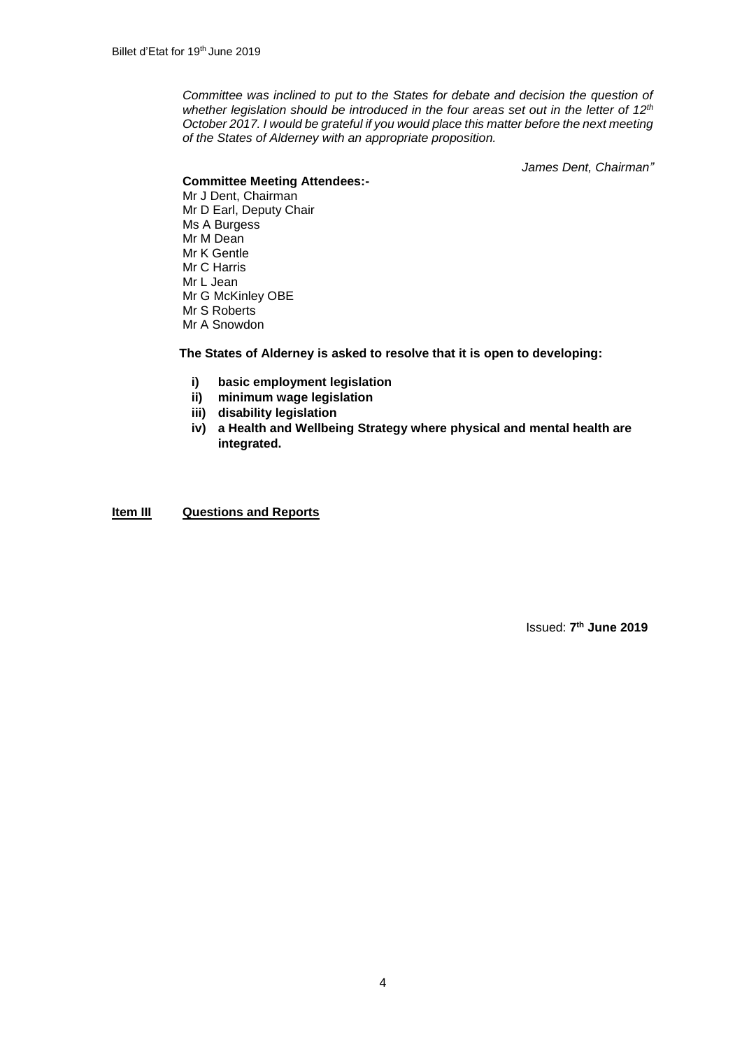*Committee was inclined to put to the States for debate and decision the question of whether legislation should be introduced in the four areas set out in the letter of 12th October 2017. I would be grateful if you would place this matter before the next meeting of the States of Alderney with an appropriate proposition.*

*James Dent, Chairman"*

**Committee Meeting Attendees:-**
Mr J Dent, Chairman
Mr D Earl, Deputy Chair
Ms A Burgess
Mr M Dean
Mr K Gentle
Mr C Harris
Mr L Jean
Mr G McKinley OBE
Mr S Roberts
Mr A Snowdon

**The States of Alderney is asked to resolve that it is open to developing:**

i) **basic employment legislation**
ii) **minimum wage legislation**
iii) **disability legislation**
iv) **a Health and Wellbeing Strategy where physical and mental health are integrated.**

**Item III    Questions and Reports**

Issued: **7th June 2019**